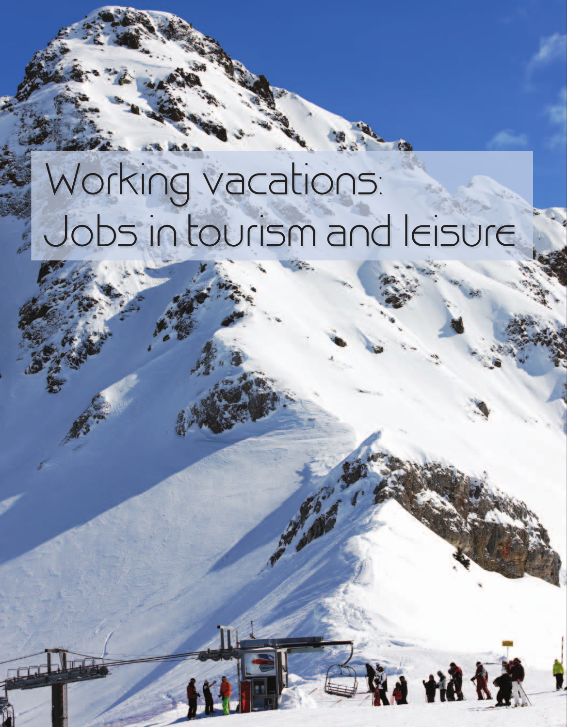# Working vacations: Jobs in tourism and leisure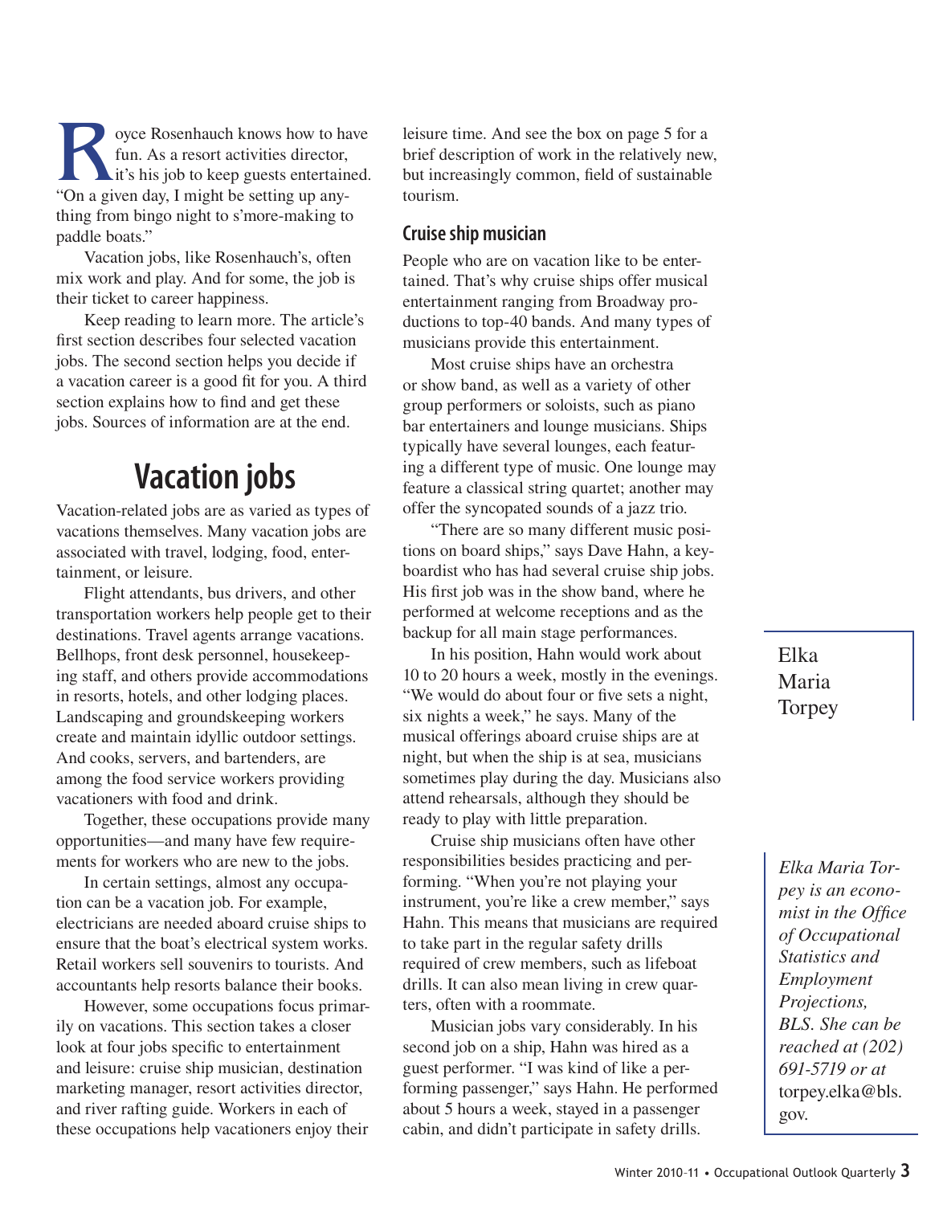Royce Rosenhauch knows how to have fun. As a resort activities director, it's his job to keep guests entertained. "On a given day, I might be setting up anything from bingo night to s'more-making to paddle boats."

Vacation jobs, like Rosenhauch's, often mix work and play. And for some, the job is their ticket to career happiness.

Keep reading to learn more. The article's first section describes four selected vacation jobs. The second section helps you decide if a vacation career is a good fit for you. A third section explains how to find and get these jobs. Sources of information are at the end.

Elka Maria Torpey

*Elka Maria Torpey is an economist in the Office of Occupational Statistics and Employment Projections, BLS. She can be reached at (202) 691-5719 or at* torpey.elka@bls.gov.

# Vacation jobs

Vacation-related jobs are as varied as types of vacations themselves. Many vacation jobs are associated with travel, lodging, food, entertainment, or leisure.

Flight attendants, bus drivers, and other transportation workers help people get to their destinations. Travel agents arrange vacations. Bellhops, front desk personnel, housekeeping staff, and others provide accommodations in resorts, hotels, and other lodging places. Landscaping and groundskeeping workers create and maintain idyllic outdoor settings. And cooks, servers, and bartenders, are among the food service workers providing vacationers with food and drink.

Together, these occupations provide many opportunities—and many have few requirements for workers who are new to the jobs.

In certain settings, almost any occupation can be a vacation job. For example, electricians are needed aboard cruise ships to ensure that the boat's electrical system works. Retail workers sell souvenirs to tourists. And accountants help resorts balance their books.

However, some occupations focus primarily on vacations. This section takes a closer look at four jobs specific to entertainment and leisure: cruise ship musician, destination marketing manager, resort activities director, and river rafting guide. Workers in each of these occupations help vacationers enjoy their leisure time. And see the box on page 5 for a brief description of work in the relatively new, but increasingly common, field of sustainable tourism.

## Cruise ship musician

People who are on vacation like to be entertained. That's why cruise ships offer musical entertainment ranging from Broadway productions to top-40 bands. And many types of musicians provide this entertainment.

Most cruise ships have an orchestra or show band, as well as a variety of other group performers or soloists, such as piano bar entertainers and lounge musicians. Ships typically have several lounges, each featuring a different type of music. One lounge may feature a classical string quartet; another may offer the syncopated sounds of a jazz trio.

"There are so many different music positions on board ships," says Dave Hahn, a keyboardist who has had several cruise ship jobs. His first job was in the show band, where he performed at welcome receptions and as the backup for all main stage performances.

In his position, Hahn would work about 10 to 20 hours a week, mostly in the evenings. "We would do about four or five sets a night, six nights a week," he says. Many of the musical offerings aboard cruise ships are at night, but when the ship is at sea, musicians sometimes play during the day. Musicians also attend rehearsals, although they should be ready to play with little preparation.

Cruise ship musicians often have other responsibilities besides practicing and performing. "When you're not playing your instrument, you're like a crew member," says Hahn. This means that musicians are required to take part in the regular safety drills required of crew members, such as lifeboat drills. It can also mean living in crew quarters, often with a roommate.

Musician jobs vary considerably. In his second job on a ship, Hahn was hired as a guest performer. "I was kind of like a performing passenger," says Hahn. He performed about 5 hours a week, stayed in a passenger cabin, and didn't participate in safety drills.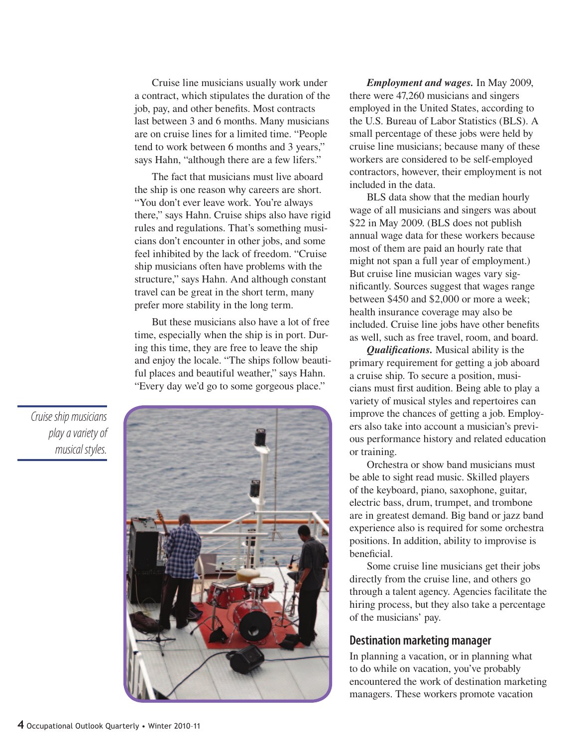Cruise line musicians usually work under a contract, which stipulates the duration of the job, pay, and other benefits. Most contracts last between 3 and 6 months. Many musicians are on cruise lines for a limited time. "People tend to work between 6 months and 3 years," says Hahn, "although there are a few lifers."

The fact that musicians must live aboard the ship is one reason why careers are short. "You don't ever leave work. You're always there," says Hahn. Cruise ships also have rigid rules and regulations. That's something musicians don't encounter in other jobs, and some feel inhibited by the lack of freedom. "Cruise ship musicians often have problems with the structure," says Hahn. And although constant travel can be great in the short term, many prefer more stability in the long term.

But these musicians also have a lot of free time, especially when the ship is in port. During this time, they are free to leave the ship and enjoy the locale. "The ships follow beautiful places and beautiful weather," says Hahn. "Every day we'd go to some gorgeous place."

*Cruise ship musicians play a variety of musical styles.*

***Employment and wages.*** In May 2009, there were 47,260 musicians and singers employed in the United States, according to the U.S. Bureau of Labor Statistics (BLS). A small percentage of these jobs were held by cruise line musicians; because many of these workers are considered to be self-employed contractors, however, their employment is not included in the data.

BLS data show that the median hourly wage of all musicians and singers was about $22 in May 2009. (BLS does not publish annual wage data for these workers because most of them are paid an hourly rate that might not span a full year of employment.) But cruise line musician wages vary significantly. Sources suggest that wages range between $450 and $2,000 or more a week; health insurance coverage may also be included. Cruise line jobs have other benefits as well, such as free travel, room, and board.

***Qualifications.*** Musical ability is the primary requirement for getting a job aboard a cruise ship. To secure a position, musicians must first audition. Being able to play a variety of musical styles and repertoires can improve the chances of getting a job. Employers also take into account a musician's previous performance history and related education or training.

Orchestra or show band musicians must be able to sight read music. Skilled players of the keyboard, piano, saxophone, guitar, electric bass, drum, trumpet, and trombone are in greatest demand. Big band or jazz band experience also is required for some orchestra positions. In addition, ability to improvise is beneficial.

Some cruise line musicians get their jobs directly from the cruise line, and others go through a talent agency. Agencies facilitate the hiring process, but they also take a percentage of the musicians' pay.

## Destination marketing manager

In planning a vacation, or in planning what to do while on vacation, you've probably encountered the work of destination marketing managers. These workers promote vacation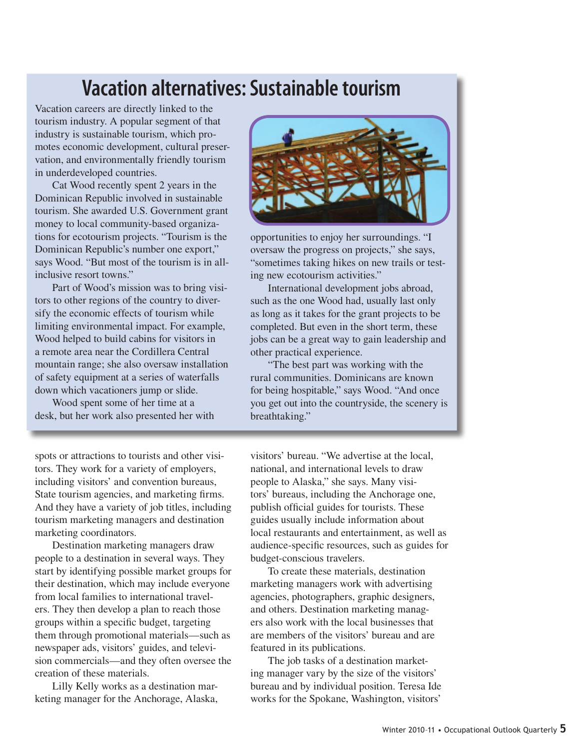## Vacation alternatives: Sustainable tourism

Vacation careers are directly linked to the tourism industry. A popular segment of that industry is sustainable tourism, which promotes economic development, cultural preservation, and environmentally friendly tourism in underdeveloped countries.

Cat Wood recently spent 2 years in the Dominican Republic involved in sustainable tourism. She awarded U.S. Government grant money to local community-based organizations for ecotourism projects. "Tourism is the Dominican Republic's number one export," says Wood. "But most of the tourism is in all-inclusive resort towns."

Part of Wood's mission was to bring visitors to other regions of the country to diversify the economic effects of tourism while limiting environmental impact. For example, Wood helped to build cabins for visitors in a remote area near the Cordillera Central mountain range; she also oversaw installation of safety equipment at a series of waterfalls down which vacationers jump or slide.

Wood spent some of her time at a desk, but her work also presented her with opportunities to enjoy her surroundings. "I oversaw the progress on projects," she says, "sometimes taking hikes on new trails or testing new ecotourism activities."

International development jobs abroad, such as the one Wood had, usually last only as long as it takes for the grant projects to be completed. But even in the short term, these jobs can be a great way to gain leadership and other practical experience.

"The best part was working with the rural communities. Dominicans are known for being hospitable," says Wood. "And once you get out into the countryside, the scenery is breathtaking."

---

spots or attractions to tourists and other visitors. They work for a variety of employers, including visitors' and convention bureaus, State tourism agencies, and marketing firms. And they have a variety of job titles, including tourism marketing managers and destination marketing coordinators.

Destination marketing managers draw people to a destination in several ways. They start by identifying possible market groups for their destination, which may include everyone from local families to international travelers. They then develop a plan to reach those groups within a specific budget, targeting them through promotional materials—such as newspaper ads, visitors' guides, and television commercials—and they often oversee the creation of these materials.

Lilly Kelly works as a destination marketing manager for the Anchorage, Alaska, visitors' bureau. "We advertise at the local, national, and international levels to draw people to Alaska," she says. Many visitors' bureaus, including the Anchorage one, publish official guides for tourists. These guides usually include information about local restaurants and entertainment, as well as audience-specific resources, such as guides for budget-conscious travelers.

To create these materials, destination marketing managers work with advertising agencies, photographers, graphic designers, and others. Destination marketing managers also work with the local businesses that are members of the visitors' bureau and are featured in its publications.

The job tasks of a destination marketing manager vary by the size of the visitors' bureau and by individual position. Teresa Ide works for the Spokane, Washington, visitors'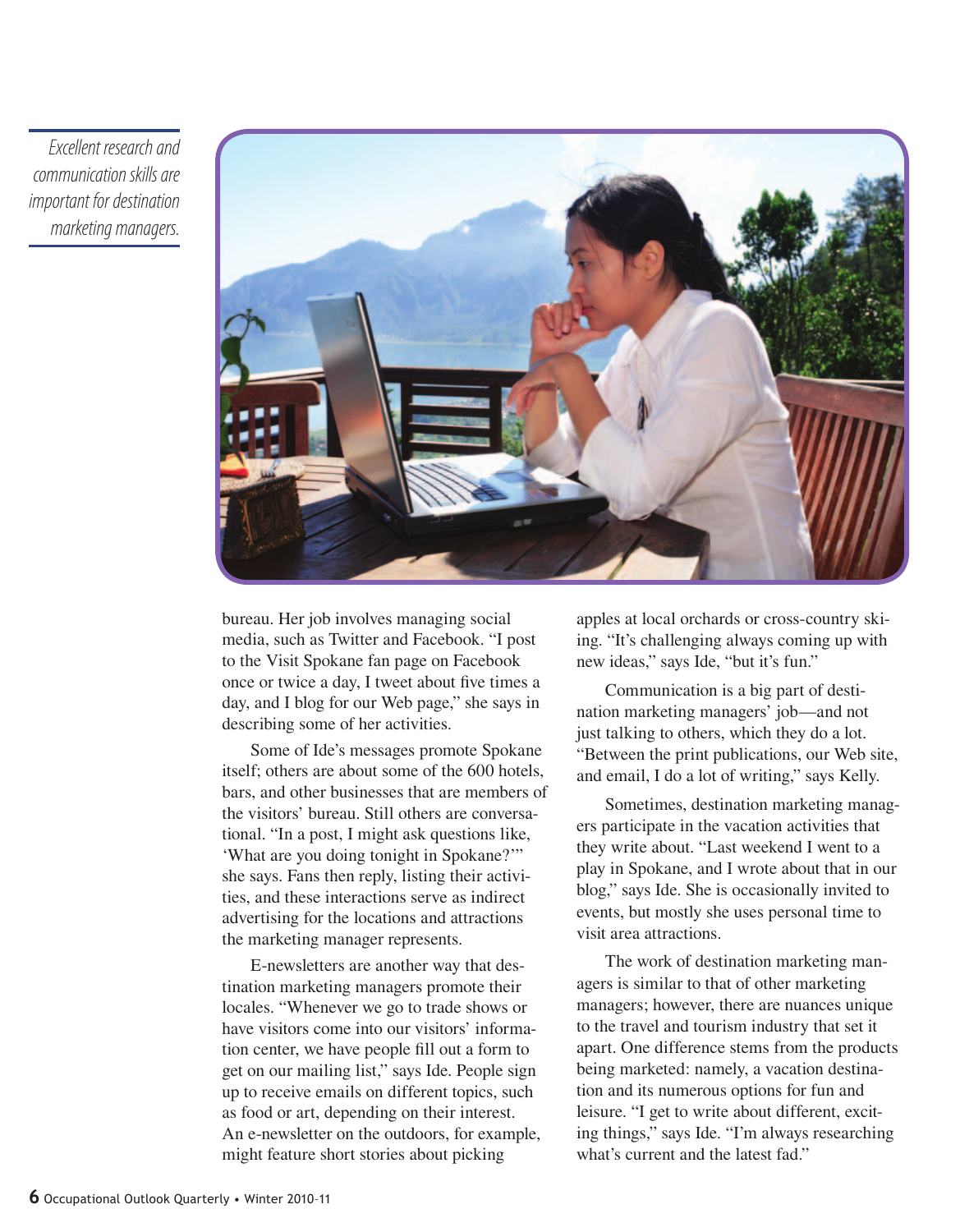*Excellent research and communication skills are important for destination marketing managers.*

bureau. Her job involves managing social media, such as Twitter and Facebook. "I post to the Visit Spokane fan page on Facebook once or twice a day, I tweet about five times a day, and I blog for our Web page," she says in describing some of her activities.

Some of Ide's messages promote Spokane itself; others are about some of the 600 hotels, bars, and other businesses that are members of the visitors' bureau. Still others are conversational. "In a post, I might ask questions like, 'What are you doing tonight in Spokane?'" she says. Fans then reply, listing their activities, and these interactions serve as indirect advertising for the locations and attractions the marketing manager represents.

E-newsletters are another way that destination marketing managers promote their locales. "Whenever we go to trade shows or have visitors come into our visitors' information center, we have people fill out a form to get on our mailing list," says Ide. People sign up to receive emails on different topics, such as food or art, depending on their interest. An e-newsletter on the outdoors, for example, might feature short stories about picking apples at local orchards or cross-country skiing. "It's challenging always coming up with new ideas," says Ide, "but it's fun."

Communication is a big part of destination marketing managers' job—and not just talking to others, which they do a lot. "Between the print publications, our Web site, and email, I do a lot of writing," says Kelly.

Sometimes, destination marketing managers participate in the vacation activities that they write about. "Last weekend I went to a play in Spokane, and I wrote about that in our blog," says Ide. She is occasionally invited to events, but mostly she uses personal time to visit area attractions.

The work of destination marketing managers is similar to that of other marketing managers; however, there are nuances unique to the travel and tourism industry that set it apart. One difference stems from the products being marketed: namely, a vacation destination and its numerous options for fun and leisure. "I get to write about different, exciting things," says Ide. "I'm always researching what's current and the latest fad."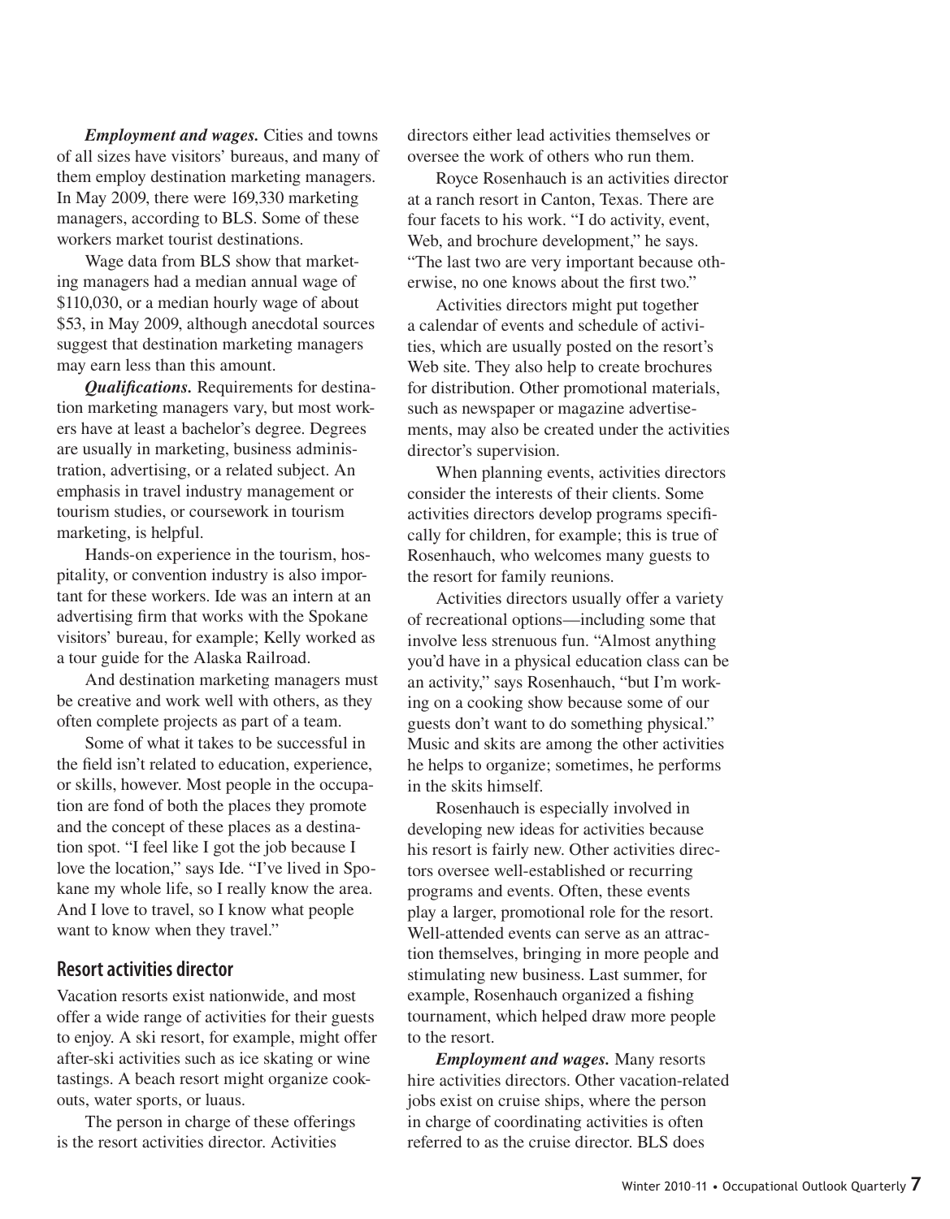*Employment and wages.* Cities and towns of all sizes have visitors' bureaus, and many of them employ destination marketing managers. In May 2009, there were 169,330 marketing managers, according to BLS. Some of these workers market tourist destinations.

Wage data from BLS show that marketing managers had a median annual wage of $110,030, or a median hourly wage of about $53, in May 2009, although anecdotal sources suggest that destination marketing managers may earn less than this amount.

*Qualifications.* Requirements for destination marketing managers vary, but most workers have at least a bachelor's degree. Degrees are usually in marketing, business administration, advertising, or a related subject. An emphasis in travel industry management or tourism studies, or coursework in tourism marketing, is helpful.

Hands-on experience in the tourism, hospitality, or convention industry is also important for these workers. Ide was an intern at an advertising firm that works with the Spokane visitors' bureau, for example; Kelly worked as a tour guide for the Alaska Railroad.

And destination marketing managers must be creative and work well with others, as they often complete projects as part of a team.

Some of what it takes to be successful in the field isn't related to education, experience, or skills, however. Most people in the occupation are fond of both the places they promote and the concept of these places as a destination spot. "I feel like I got the job because I love the location," says Ide. "I've lived in Spokane my whole life, so I really know the area. And I love to travel, so I know what people want to know when they travel."

## Resort activities director

Vacation resorts exist nationwide, and most offer a wide range of activities for their guests to enjoy. A ski resort, for example, might offer after-ski activities such as ice skating or wine tastings. A beach resort might organize cookouts, water sports, or luaus.

The person in charge of these offerings is the resort activities director. Activities directors either lead activities themselves or oversee the work of others who run them.

Royce Rosenhauch is an activities director at a ranch resort in Canton, Texas. There are four facets to his work. "I do activity, event, Web, and brochure development," he says. "The last two are very important because otherwise, no one knows about the first two."

Activities directors might put together a calendar of events and schedule of activities, which are usually posted on the resort's Web site. They also help to create brochures for distribution. Other promotional materials, such as newspaper or magazine advertisements, may also be created under the activities director's supervision.

When planning events, activities directors consider the interests of their clients. Some activities directors develop programs specifically for children, for example; this is true of Rosenhauch, who welcomes many guests to the resort for family reunions.

Activities directors usually offer a variety of recreational options—including some that involve less strenuous fun. "Almost anything you'd have in a physical education class can be an activity," says Rosenhauch, "but I'm working on a cooking show because some of our guests don't want to do something physical." Music and skits are among the other activities he helps to organize; sometimes, he performs in the skits himself.

Rosenhauch is especially involved in developing new ideas for activities because his resort is fairly new. Other activities directors oversee well-established or recurring programs and events. Often, these events play a larger, promotional role for the resort. Well-attended events can serve as an attraction themselves, bringing in more people and stimulating new business. Last summer, for example, Rosenhauch organized a fishing tournament, which helped draw more people to the resort.

*Employment and wages.* Many resorts hire activities directors. Other vacation-related jobs exist on cruise ships, where the person in charge of coordinating activities is often referred to as the cruise director. BLS does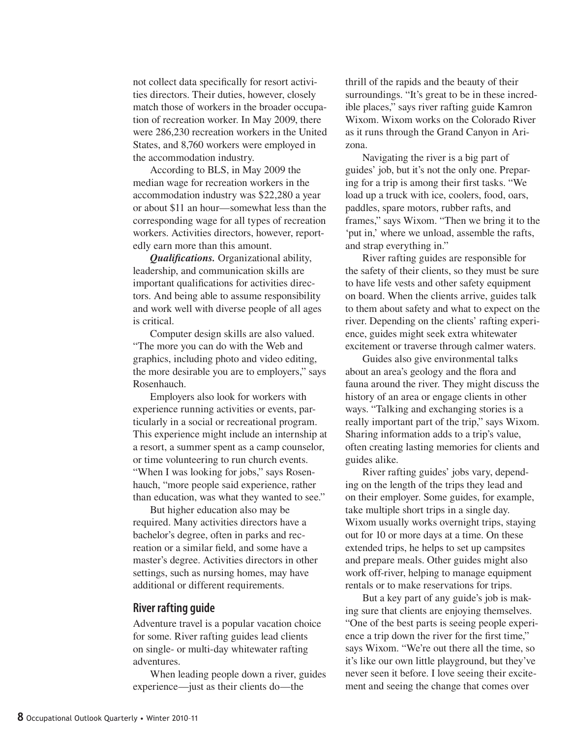not collect data specifically for resort activities directors. Their duties, however, closely match those of workers in the broader occupation of recreation worker. In May 2009, there were 286,230 recreation workers in the United States, and 8,760 workers were employed in the accommodation industry.

According to BLS, in May 2009 the median wage for recreation workers in the accommodation industry was $22,280 a year or about $11 an hour—somewhat less than the corresponding wage for all types of recreation workers. Activities directors, however, reportedly earn more than this amount.

***Qualifications.*** Organizational ability, leadership, and communication skills are important qualifications for activities directors. And being able to assume responsibility and work well with diverse people of all ages is critical.

Computer design skills are also valued. "The more you can do with the Web and graphics, including photo and video editing, the more desirable you are to employers," says Rosenhauch.

Employers also look for workers with experience running activities or events, particularly in a social or recreational program. This experience might include an internship at a resort, a summer spent as a camp counselor, or time volunteering to run church events. "When I was looking for jobs," says Rosenhauch, "more people said experience, rather than education, was what they wanted to see."

But higher education also may be required. Many activities directors have a bachelor's degree, often in parks and recreation or a similar field, and some have a master's degree. Activities directors in other settings, such as nursing homes, may have additional or different requirements.

## River rafting guide

Adventure travel is a popular vacation choice for some. River rafting guides lead clients on single- or multi-day whitewater rafting adventures.

When leading people down a river, guides experience—just as their clients do—the thrill of the rapids and the beauty of their surroundings. "It's great to be in these incredible places," says river rafting guide Kamron Wixom. Wixom works on the Colorado River as it runs through the Grand Canyon in Arizona.

Navigating the river is a big part of guides' job, but it's not the only one. Preparing for a trip is among their first tasks. "We load up a truck with ice, coolers, food, oars, paddles, spare motors, rubber rafts, and frames," says Wixom. "Then we bring it to the 'put in,' where we unload, assemble the rafts, and strap everything in."

River rafting guides are responsible for the safety of their clients, so they must be sure to have life vests and other safety equipment on board. When the clients arrive, guides talk to them about safety and what to expect on the river. Depending on the clients' rafting experience, guides might seek extra whitewater excitement or traverse through calmer waters.

Guides also give environmental talks about an area's geology and the flora and fauna around the river. They might discuss the history of an area or engage clients in other ways. "Talking and exchanging stories is a really important part of the trip," says Wixom. Sharing information adds to a trip's value, often creating lasting memories for clients and guides alike.

River rafting guides' jobs vary, depending on the length of the trips they lead and on their employer. Some guides, for example, take multiple short trips in a single day. Wixom usually works overnight trips, staying out for 10 or more days at a time. On these extended trips, he helps to set up campsites and prepare meals. Other guides might also work off-river, helping to manage equipment rentals or to make reservations for trips.

But a key part of any guide's job is making sure that clients are enjoying themselves. "One of the best parts is seeing people experience a trip down the river for the first time," says Wixom. "We're out there all the time, so it's like our own little playground, but they've never seen it before. I love seeing their excitement and seeing the change that comes over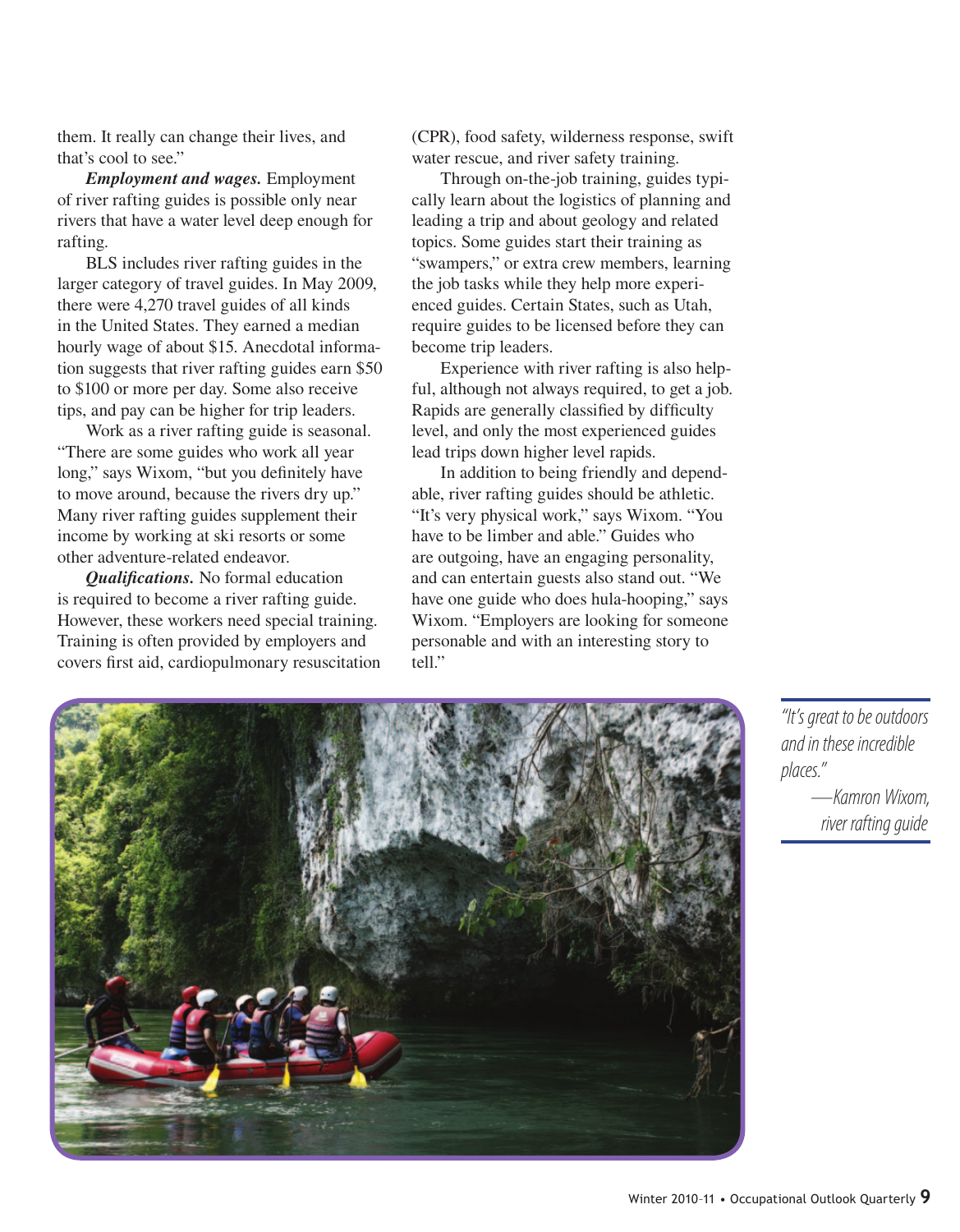them. It really can change their lives, and that's cool to see."

***Employment and wages.*** Employment of river rafting guides is possible only near rivers that have a water level deep enough for rafting.

BLS includes river rafting guides in the larger category of travel guides. In May 2009, there were 4,270 travel guides of all kinds in the United States. They earned a median hourly wage of about $15. Anecdotal information suggests that river rafting guides earn $50 to $100 or more per day. Some also receive tips, and pay can be higher for trip leaders.

Work as a river rafting guide is seasonal. "There are some guides who work all year long," says Wixom, "but you definitely have to move around, because the rivers dry up." Many river rafting guides supplement their income by working at ski resorts or some other adventure-related endeavor.

***Qualifications.*** No formal education is required to become a river rafting guide. However, these workers need special training. Training is often provided by employers and covers first aid, cardiopulmonary resuscitation (CPR), food safety, wilderness response, swift water rescue, and river safety training.

Through on-the-job training, guides typically learn about the logistics of planning and leading a trip and about geology and related topics. Some guides start their training as "swampers," or extra crew members, learning the job tasks while they help more experienced guides. Certain States, such as Utah, require guides to be licensed before they can become trip leaders.

Experience with river rafting is also helpful, although not always required, to get a job. Rapids are generally classified by difficulty level, and only the most experienced guides lead trips down higher level rapids.

In addition to being friendly and dependable, river rafting guides should be athletic. "It's very physical work," says Wixom. "You have to be limber and able." Guides who are outgoing, have an engaging personality, and can entertain guests also stand out. "We have one guide who does hula-hooping," says Wixom. "Employers are looking for someone personable and with an interesting story to tell."

*"It's great to be outdoors and in these incredible places."*

*—Kamron Wixom, river rafting guide*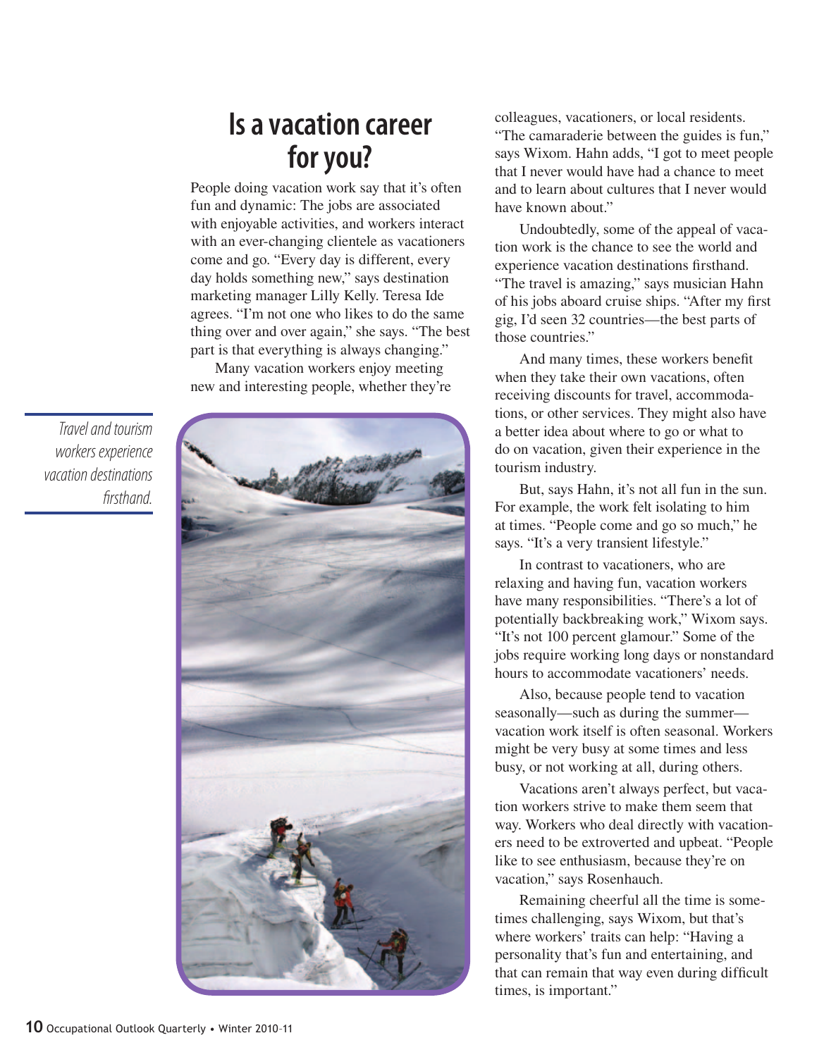# Is a vacation career for you?

People doing vacation work say that it's often fun and dynamic: The jobs are associated with enjoyable activities, and workers interact with an ever-changing clientele as vacationers come and go. "Every day is different, every day holds something new," says destination marketing manager Lilly Kelly. Teresa Ide agrees. "I'm not one who likes to do the same thing over and over again," she says. "The best part is that everything is always changing."

Many vacation workers enjoy meeting new and interesting people, whether they're colleagues, vacationers, or local residents. "The camaraderie between the guides is fun," says Wixom. Hahn adds, "I got to meet people that I never would have had a chance to meet and to learn about cultures that I never would have known about."

*Travel and tourism workers experience vacation destinations firsthand.*

Undoubtedly, some of the appeal of vacation work is the chance to see the world and experience vacation destinations firsthand. "The travel is amazing," says musician Hahn of his jobs aboard cruise ships. "After my first gig, I'd seen 32 countries—the best parts of those countries."

And many times, these workers benefit when they take their own vacations, often receiving discounts for travel, accommodations, or other services. They might also have a better idea about where to go or what to do on vacation, given their experience in the tourism industry.

But, says Hahn, it's not all fun in the sun. For example, the work felt isolating to him at times. "People come and go so much," he says. "It's a very transient lifestyle."

In contrast to vacationers, who are relaxing and having fun, vacation workers have many responsibilities. "There's a lot of potentially backbreaking work," Wixom says. "It's not 100 percent glamour." Some of the jobs require working long days or nonstandard hours to accommodate vacationers' needs.

Also, because people tend to vacation seasonally—such as during the summer—vacation work itself is often seasonal. Workers might be very busy at some times and less busy, or not working at all, during others.

Vacations aren't always perfect, but vacation workers strive to make them seem that way. Workers who deal directly with vacationers need to be extroverted and upbeat. "People like to see enthusiasm, because they're on vacation," says Rosenhauch.

Remaining cheerful all the time is sometimes challenging, says Wixom, but that's where workers' traits can help: "Having a personality that's fun and entertaining, and that can remain that way even during difficult times, is important."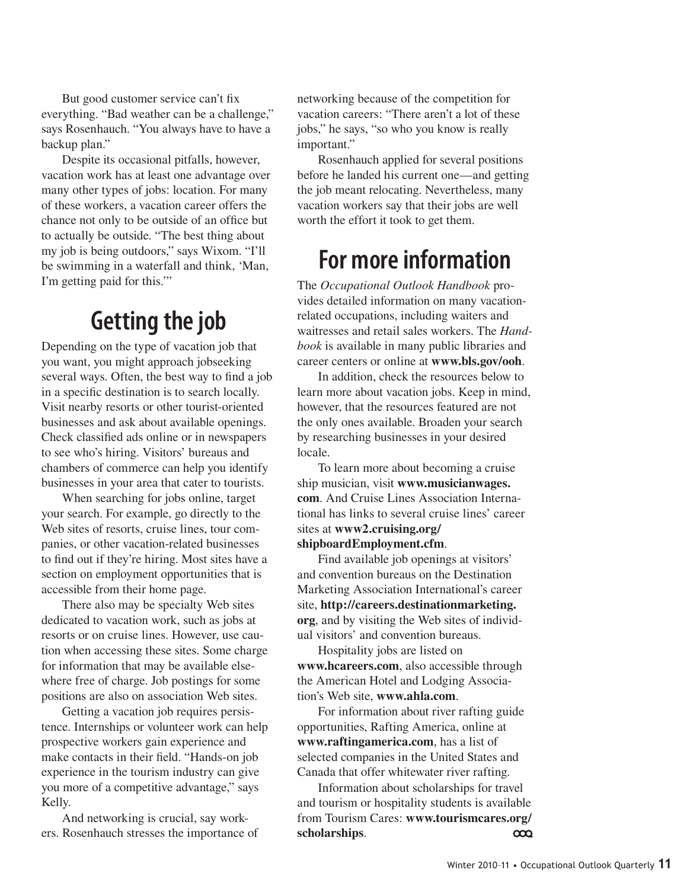But good customer service can't fix everything. "Bad weather can be a challenge," says Rosenhauch. "You always have to have a backup plan."

Despite its occasional pitfalls, however, vacation work has at least one advantage over many other types of jobs: location. For many of these workers, a vacation career offers the chance not only to be outside of an office but to actually be outside. "The best thing about my job is being outdoors," says Wixom. "I'll be swimming in a waterfall and think, 'Man, I'm getting paid for this.'"

## Getting the job

Depending on the type of vacation job that you want, you might approach jobseeking several ways. Often, the best way to find a job in a specific destination is to search locally. Visit nearby resorts or other tourist-oriented businesses and ask about available openings. Check classified ads online or in newspapers to see who's hiring. Visitors' bureaus and chambers of commerce can help you identify businesses in your area that cater to tourists.

When searching for jobs online, target your search. For example, go directly to the Web sites of resorts, cruise lines, tour companies, or other vacation-related businesses to find out if they're hiring. Most sites have a section on employment opportunities that is accessible from their home page.

There also may be specialty Web sites dedicated to vacation work, such as jobs at resorts or on cruise lines. However, use caution when accessing these sites. Some charge for information that may be available elsewhere free of charge. Job postings for some positions are also on association Web sites.

Getting a vacation job requires persistence. Internships or volunteer work can help prospective workers gain experience and make contacts in their field. "Hands-on job experience in the tourism industry can give you more of a competitive advantage," says Kelly.

And networking is crucial, say workers. Rosenhauch stresses the importance of networking because of the competition for vacation careers: "There aren't a lot of these jobs," he says, "so who you know is really important."

Rosenhauch applied for several positions before he landed his current one—and getting the job meant relocating. Nevertheless, many vacation workers say that their jobs are well worth the effort it took to get them.

## For more information

The *Occupational Outlook Handbook* provides detailed information on many vacation-related occupations, including waiters and waitresses and retail sales workers. The *Handbook* is available in many public libraries and career centers or online at **www.bls.gov/ooh**.

In addition, check the resources below to learn more about vacation jobs. Keep in mind, however, that the resources featured are not the only ones available. Broaden your search by researching businesses in your desired locale.

To learn more about becoming a cruise ship musician, visit **www.musicianwages.com**. And Cruise Lines Association International has links to several cruise lines' career sites at **www2.cruising.org/shipboardEmployment.cfm**.

Find available job openings at visitors' and convention bureaus on the Destination Marketing Association International's career site, **http://careers.destinationmarketing.org**, and by visiting the Web sites of individual visitors' and convention bureaus.

Hospitality jobs are listed on **www.hcareers.com**, also accessible through the American Hotel and Lodging Association's Web site, **www.ahla.com**.

For information about river rafting guide opportunities, Rafting America, online at **www.raftingamerica.com**, has a list of selected companies in the United States and Canada that offer whitewater river rafting.

Information about scholarships for travel and tourism or hospitality students is available from Tourism Cares: **www.tourismcares.org/scholarships**.